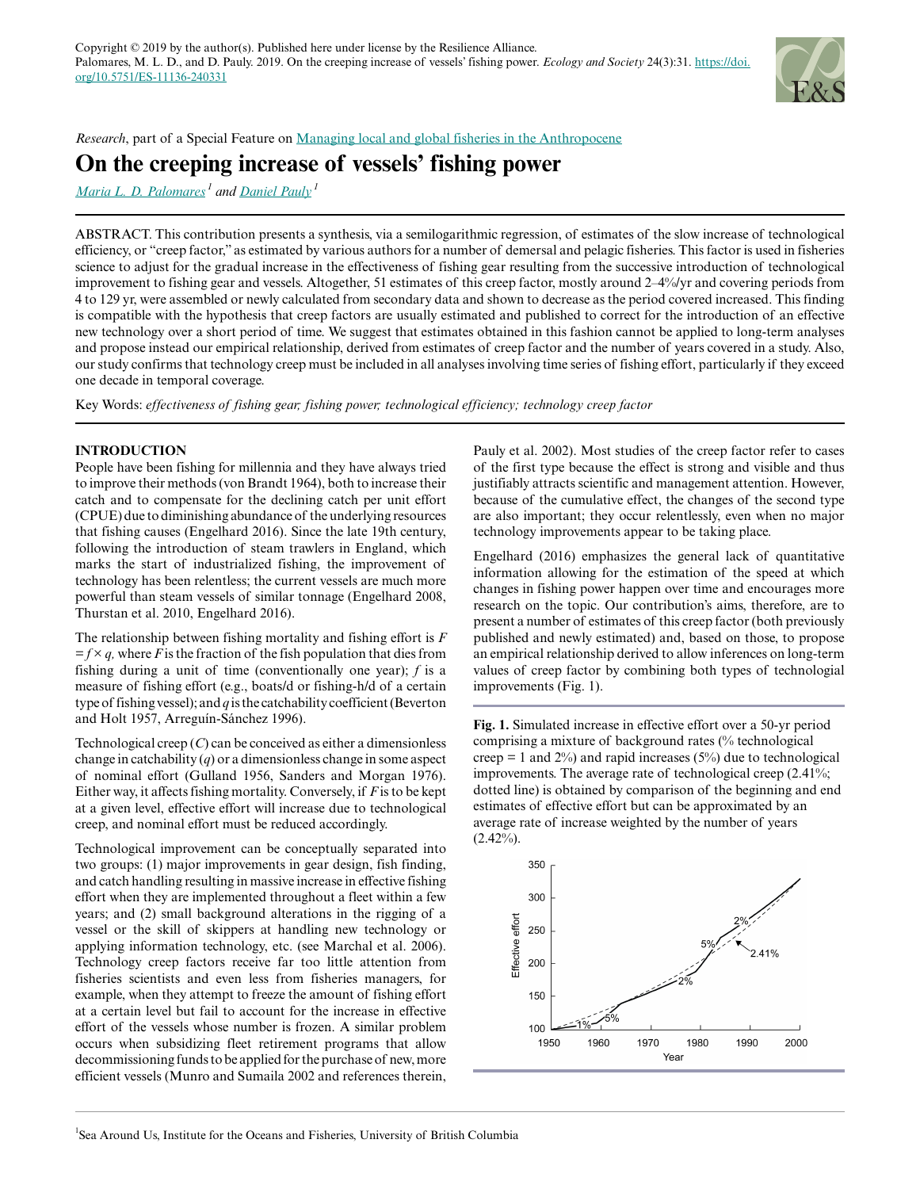Copyright © 2019 by the author(s). Published here under license by the Resilience Alliance.
Palomares, M. L. D., and D. Pauly. 2019. On the creeping increase of vessels' fishing power. *Ecology and Society* 24(3):31. https://doi.org/10.5751/ES-11136-240331

*Research*, part of a Special Feature on Managing local and global fisheries in the Anthropocene

# On the creeping increase of vessels' fishing power

*Maria L. D. Palomares*[1] and *Daniel Pauly*[1]

ABSTRACT. This contribution presents a synthesis, via a semilogarithmic regression, of estimates of the slow increase of technological efficiency, or "creep factor," as estimated by various authors for a number of demersal and pelagic fisheries. This factor is used in fisheries science to adjust for the gradual increase in the effectiveness of fishing gear resulting from the successive introduction of technological improvement to fishing gear and vessels. Altogether, 51 estimates of this creep factor, mostly around 2–4%/yr and covering periods from 4 to 129 yr, were assembled or newly calculated from secondary data and shown to decrease as the period covered increased. This finding is compatible with the hypothesis that creep factors are usually estimated and published to correct for the introduction of an effective new technology over a short period of time. We suggest that estimates obtained in this fashion cannot be applied to long-term analyses and propose instead our empirical relationship, derived from estimates of creep factor and the number of years covered in a study. Also, our study confirms that technology creep must be included in all analyses involving time series of fishing effort, particularly if they exceed one decade in temporal coverage.

Key Words: *effectiveness of fishing gear; fishing power; technological efficiency; technology creep factor*

## INTRODUCTION

People have been fishing for millennia and they have always tried to improve their methods (von Brandt 1964), both to increase their catch and to compensate for the declining catch per unit effort (CPUE) due to diminishing abundance of the underlying resources that fishing causes (Engelhard 2016). Since the late 19th century, following the introduction of steam trawlers in England, which marks the start of industrialized fishing, the improvement of technology has been relentless; the current vessels are much more powerful than steam vessels of similar tonnage (Engelhard 2008, Thurstan et al. 2010, Engelhard 2016).

The relationship between fishing mortality and fishing effort is $F = f \times q$, where $F$ is the fraction of the fish population that dies from fishing during a unit of time (conventionally one year); $f$ is a measure of fishing effort (e.g., boats/d or fishing-h/d of a certain type of fishing vessel); and $q$ is the catchability coefficient (Beverton and Holt 1957, Arreguín-Sánchez 1996).

Technological creep ($C$) can be conceived as either a dimensionless change in catchability ($q$) or a dimensionless change in some aspect of nominal effort (Gulland 1956, Sanders and Morgan 1976). Either way, it affects fishing mortality. Conversely, if $F$ is to be kept at a given level, effective effort will increase due to technological creep, and nominal effort must be reduced accordingly.

Technological improvement can be conceptually separated into two groups: (1) major improvements in gear design, fish finding, and catch handling resulting in massive increase in effective fishing effort when they are implemented throughout a fleet within a few years; and (2) small background alterations in the rigging of a vessel or the skill of skippers at handling new technology or applying information technology, etc. (see Marchal et al. 2006). Technology creep factors receive far too little attention from fisheries scientists and even less from fisheries managers, for example, when they attempt to freeze the amount of fishing effort at a certain level but fail to account for the increase in effective effort of the vessels whose number is frozen. A similar problem occurs when subsidizing fleet retirement programs that allow decommissioning funds to be applied for the purchase of new, more efficient vessels (Munro and Sumaila 2002 and references therein, Pauly et al. 2002). Most studies of the creep factor refer to cases of the first type because the effect is strong and visible and thus justifiably attracts scientific and management attention. However, because of the cumulative effect, the changes of the second type are also important; they occur relentlessly, even when no major technology improvements appear to be taking place.

Engelhard (2016) emphasizes the general lack of quantitative information allowing for the estimation of the speed at which changes in fishing power happen over time and encourages more research on the topic. Our contribution's aims, therefore, are to present a number of estimates of this creep factor (both previously published and newly estimated) and, based on those, to propose an empirical relationship derived to allow inferences on long-term values of creep factor by combining both types of technological improvements (Fig. 1).

**Fig. 1.** Simulated increase in effective effort over a 50-yr period comprising a mixture of background rates (% technological creep = 1 and 2%) and rapid increases (5%) due to technological improvements. The average rate of technological creep (2.41%; dotted line) is obtained by comparison of the beginning and end estimates of effective effort but can be approximated by an average rate of increase weighted by the number of years (2.42%).

[1]Sea Around Us, Institute for the Oceans and Fisheries, University of British Columbia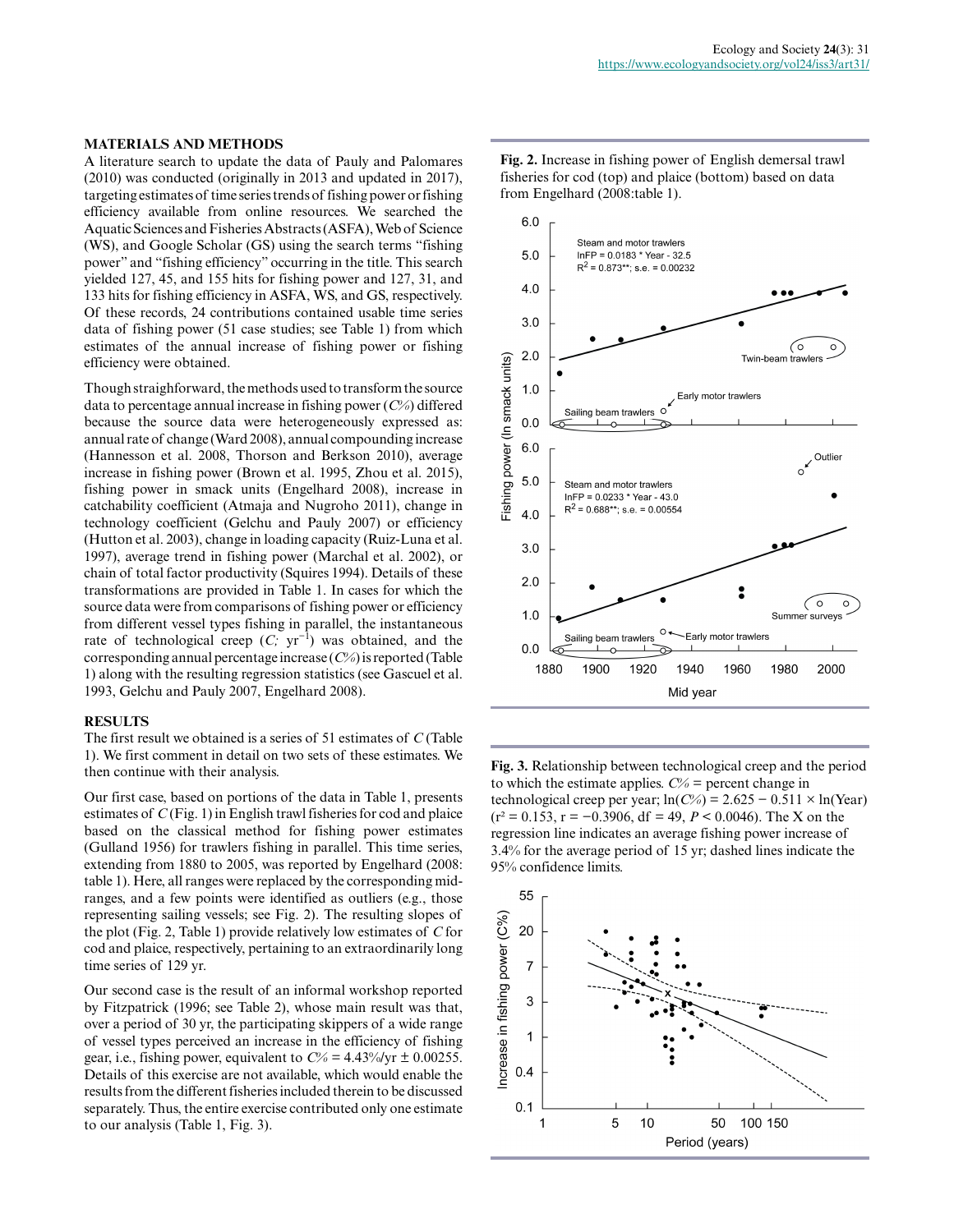## MATERIALS AND METHODS

A literature search to update the data of Pauly and Palomares (2010) was conducted (originally in 2013 and updated in 2017), targeting estimates of time series trends of fishing power or fishing efficiency available from online resources. We searched the Aquatic Sciences and Fisheries Abstracts (ASFA), Web of Science (WS), and Google Scholar (GS) using the search terms "fishing power" and "fishing efficiency" occurring in the title. This search yielded 127, 45, and 155 hits for fishing power and 127, 31, and 133 hits for fishing efficiency in ASFA, WS, and GS, respectively. Of these records, 24 contributions contained usable time series data of fishing power (51 case studies; see Table 1) from which estimates of the annual increase of fishing power or fishing efficiency were obtained.

Though straightforward, the methods used to transform the source data to percentage annual increase in fishing power (*C%*) differed because the source data were heterogeneously expressed as: annual rate of change (Ward 2008), annual compounding increase (Hannesson et al. 2008, Thorson and Berkson 2010), average increase in fishing power (Brown et al. 1995, Zhou et al. 2015), fishing power in smack units (Engelhard 2008), increase in catchability coefficient (Atmaja and Nugroho 2011), change in technology coefficient (Gelchu and Pauly 2007) or efficiency (Hutton et al. 2003), change in loading capacity (Ruiz-Luna et al. 1997), average trend in fishing power (Marchal et al. 2002), or chain of total factor productivity (Squires 1994). Details of these transformations are provided in Table 1. In cases for which the source data were from comparisons of fishing power or efficiency from different vessel types fishing in parallel, the instantaneous rate of technological creep ($C$; $yr^{-1}$) was obtained, and the corresponding annual percentage increase (*C%*) is reported (Table 1) along with the resulting regression statistics (see Gascuel et al. 1993, Gelchu and Pauly 2007, Engelhard 2008).

## RESULTS

The first result we obtained is a series of 51 estimates of $C$ (Table 1). We first comment in detail on two sets of these estimates. We then continue with their analysis.

Our first case, based on portions of the data in Table 1, presents estimates of $C$ (Fig. 1) in English trawl fisheries for cod and plaice based on the classical method for fishing power estimates (Gulland 1956) for trawlers fishing in parallel. This time series, extending from 1880 to 2005, was reported by Engelhard (2008: table 1). Here, all ranges were replaced by the corresponding mid-ranges, and a few points were identified as outliers (e.g., those representing sailing vessels; see Fig. 2). The resulting slopes of the plot (Fig. 2, Table 1) provide relatively low estimates of $C$ for cod and plaice, respectively, pertaining to an extraordinarily long time series of 129 yr.

Our second case is the result of an informal workshop reported by Fitzpatrick (1996; see Table 2), whose main result was that, over a period of 30 yr, the participating skippers of a wide range of vessel types perceived an increase in the efficiency of fishing gear, i.e., fishing power, equivalent to *C%* = 4.43%/yr ± 0.00255. Details of this exercise are not available, which would enable the results from the different fisheries included therein to be discussed separately. Thus, the entire exercise contributed only one estimate to our analysis (Table 1, Fig. 3).

**Fig. 2.** Increase in fishing power of English demersal trawl fisheries for cod (top) and plaice (bottom) based on data from Engelhard (2008:table 1).

**Fig. 3.** Relationship between technological creep and the period to which the estimate applies. *C%* = percent change in technological creep per year; $\ln(C\%) = 2.625 - 0.511 \times \ln(\text{Year})$ ($r^2 = 0.153$, $r = -0.3906$, df = 49, $P < 0.0046$). The X on the regression line indicates an average fishing power increase of 3.4% for the average period of 15 yr; dashed lines indicate the 95% confidence limits.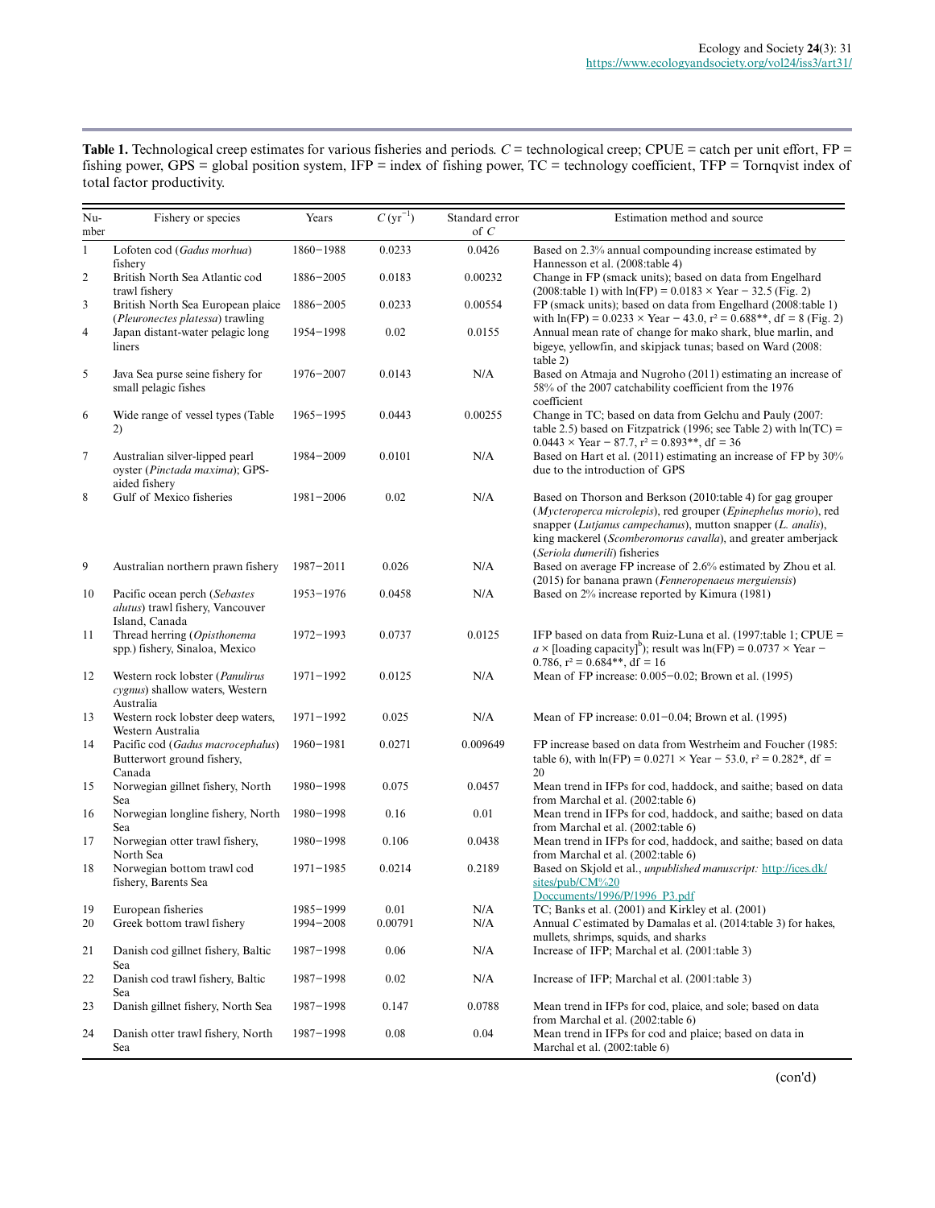**Table 1.** Technological creep estimates for various fisheries and periods. $C$ = technological creep; CPUE = catch per unit effort, FP = fishing power, GPS = global position system, IFP = index of fishing power, TC = technology coefficient, TFP = Tornqvist index of total factor productivity.

| Number | Fishery or species | Years | $C$ (yr$^{-1}$) | Standard error of $C$ | Estimation method and source |
|---|---|---|---|---|---|
| 1 | Lofoten cod (*Gadus morhua*) fishery | 1860−1988 | 0.0233 | 0.0426 | Based on 2.3% annual compounding increase estimated by Hannesson et al. (2008:table 4) |
| 2 | British North Sea Atlantic cod trawl fishery | 1886−2005 | 0.0183 | 0.00232 | Change in FP (smack units); based on data from Engelhard (2008:table 1) with ln(FP) = 0.0183 × Year − 32.5 (Fig. 2) |
| 3 | British North Sea European plaice (*Pleuronectes platessa*) trawling | 1886−2005 | 0.0233 | 0.00554 | FP (smack units); based on data from Engelhard (2008:table 1) with ln(FP) = 0.0233 × Year − 43.0, $r^2$ = 0.688**, df = 8 (Fig. 2) |
| 4 | Japan distant-water pelagic long liners | 1954−1998 | 0.02 | 0.0155 | Annual mean rate of change for mako shark, blue marlin, and bigeye, yellowfin, and skipjack tunas; based on Ward (2008: table 2) |
| 5 | Java Sea purse seine fishery for small pelagic fishes | 1976−2007 | 0.0143 | N/A | Based on Atmaja and Nugroho (2011) estimating an increase of 58% of the 2007 catchability coefficient from the 1976 coefficient |
| 6 | Wide range of vessel types (Table 2) | 1965−1995 | 0.0443 | 0.00255 | Change in TC; based on data from Gelchu and Pauly (2007: table 2.5) based on Fitzpatrick (1996; see Table 2) with ln(TC) = 0.0443 × Year − 87.7, $r^2$ = 0.893**, df = 36 |
| 7 | Australian silver-lipped pearl oyster (*Pinctada maxima*); GPS-aided fishery | 1984−2009 | 0.0101 | N/A | Based on Hart et al. (2011) estimating an increase of FP by 30% due to the introduction of GPS |
| 8 | Gulf of Mexico fisheries | 1981−2006 | 0.02 | N/A | Based on Thorson and Berkson (2010:table 4) for gag grouper (*Mycteroperca microlepis*), red grouper (*Epinephelus morio*), red snapper (*Lutjanus campechanus*), mutton snapper (*L. analis*), king mackerel (*Scomberomorus cavalla*), and greater amberjack (*Seriola dumerili*) fisheries |
| 9 | Australian northern prawn fishery | 1987−2011 | 0.026 | N/A | Based on average FP increase of 2.6% estimated by Zhou et al. (2015) for banana prawn (*Fenneropenaeus merguiensis*) |
| 10 | Pacific ocean perch (*Sebastes alutus*) trawl fishery, Vancouver Island, Canada | 1953−1976 | 0.0458 | N/A | Based on 2% increase reported by Kimura (1981) |
| 11 | Thread herring (*Opisthonema* spp.) fishery, Sinaloa, Mexico | 1972−1993 | 0.0737 | 0.0125 | IFP based on data from Ruiz-Luna et al. (1997:table 1; CPUE = $a$ × [loading capacity]$^b$); result was ln(FP) = 0.0737 × Year − 0.786, $r^2$ = 0.684**, df = 16 |
| 12 | Western rock lobster (*Panulirus cygnus*) shallow waters, Western Australia | 1971−1992 | 0.0125 | N/A | Mean of FP increase: 0.005−0.02; Brown et al. (1995) |
| 13 | Western rock lobster deep waters, Western Australia | 1971−1992 | 0.025 | N/A | Mean of FP increase: 0.01−0.04; Brown et al. (1995) |
| 14 | Pacific cod (*Gadus macrocephalus*) Butterwort ground fishery, Canada | 1960−1981 | 0.0271 | 0.009649 | FP increase based on data from Westrheim and Foucher (1985: table 6), with ln(FP) = 0.0271 × Year − 53.0, $r^2$ = 0.282*, df = 20 |
| 15 | Norwegian gillnet fishery, North Sea | 1980−1998 | 0.075 | 0.0457 | Mean trend in IFPs for cod, haddock, and saithe; based on data from Marchal et al. (2002:table 6) |
| 16 | Norwegian longline fishery, North Sea | 1980−1998 | 0.16 | 0.01 | Mean trend in IFPs for cod, haddock, and saithe; based on data from Marchal et al. (2002:table 6) |
| 17 | Norwegian otter trawl fishery, North Sea | 1980−1998 | 0.106 | 0.0438 | Mean trend in IFPs for cod, haddock, and saithe; based on data from Marchal et al. (2002:table 6) |
| 18 | Norwegian bottom trawl cod fishery, Barents Sea | 1971−1985 | 0.0214 | 0.2189 | Based on Skjold et al., *unpublished manuscript:* http://ices.dk/sites/pub/CM%20Doccuments/1996/P/1996_P3.pdf |
| 19 | European fisheries | 1985−1999 | 0.01 | N/A | TC; Banks et al. (2001) and Kirkley et al. (2001) |
| 20 | Greek bottom trawl fishery | 1994−2008 | 0.00791 | N/A | Annual $C$ estimated by Damalas et al. (2014:table 3) for hakes, mullets, shrimps, squids, and sharks |
| 21 | Danish cod gillnet fishery, Baltic Sea | 1987−1998 | 0.06 | N/A | Increase of IFP; Marchal et al. (2001:table 3) |
| 22 | Danish cod trawl fishery, Baltic Sea | 1987−1998 | 0.02 | N/A | Increase of IFP; Marchal et al. (2001:table 3) |
| 23 | Danish gillnet fishery, North Sea | 1987−1998 | 0.147 | 0.0788 | Mean trend in IFPs for cod, plaice, and sole; based on data from Marchal et al. (2002:table 6) |
| 24 | Danish otter trawl fishery, North Sea | 1987−1998 | 0.08 | 0.04 | Mean trend in IFPs for cod and plaice; based on data in Marchal et al. (2002:table 6) |

(con'd)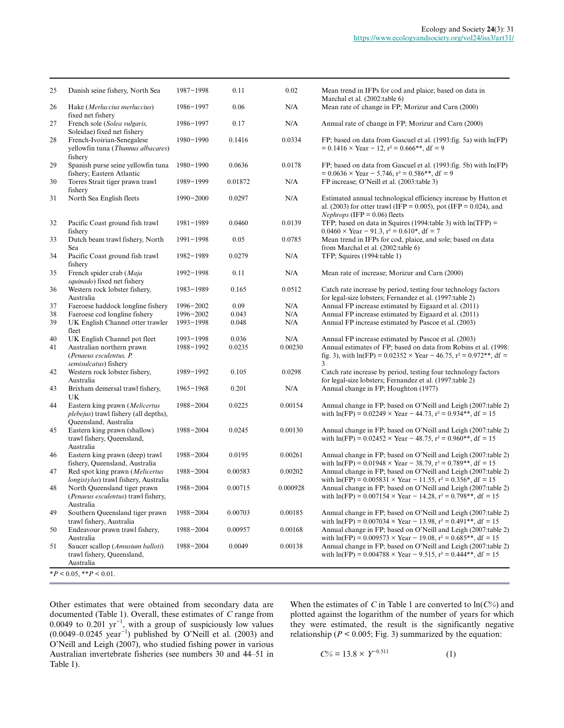| | | | | | |
|---|---|---|---|---|---|
| 25 | Danish seine fishery, North Sea | 1987−1998 | 0.11 | 0.02 | Mean trend in IFPs for cod and plaice; based on data in Marchal et al. (2002:table 6) |
| 26 | Hake (*Merluccius merluccius*) fixed net fishery | 1986−1997 | 0.06 | N/A | Mean rate of change in FP; Morizur and Carn (2000) |
| 27 | French sole (*Solea vulgaris*, Soleidae) fixed net fishery | 1986−1997 | 0.17 | N/A | Annual rate of change in FP; Morizur and Carn (2000) |
| 28 | French-Ivoirian-Senegalese yellowfin tuna (*Thunnus albacares*) fishery | 1980−1990 | 0.1416 | 0.0334 | FP; based on data from Gascuel et al. (1993:fig. 5a) with $\ln(FP) = 0.1416 \times Year - 12$, $r^2 = 0.666$**, df = 9 |
| 29 | Spanish purse seine yellowfin tuna fishery; Eastern Atlantic | 1980−1990 | 0.0636 | 0.0178 | FP; based on data from Gascuel et al. (1993:fig. 5b) with $\ln(FP) = 0.0636 \times Year - 5.746$, $r^2 = 0.586$**, df = 9 |
| 30 | Torres Strait tiger prawn trawl fishery | 1989−1999 | 0.01872 | N/A | FP increase; O'Neill et al. (2003:table 3) |
| 31 | North Sea English fleets | 1990−2000 | 0.0297 | N/A | Estimated annual technological efficiency increase by Hutton et al. (2003) for otter trawl (IFP = 0.005), pot (IFP = 0.024), and *Nephrops* (IFP = 0.06) fleets |
| 32 | Pacific Coast ground fish trawl fishery | 1981−1989 | 0.0460 | 0.0139 | TFP; based on data in Squires (1994:table 3) with $\ln(TFP) = 0.0460 \times Year - 91.3$, $r^2 = 0.610$*, df = 7 |
| 33 | Dutch beam trawl fishery, North Sea | 1991−1998 | 0.05 | 0.0785 | Mean trend in IFPs for cod, plaice, and sole; based on data from Marchal et al. (2002:table 6) |
| 34 | Pacific Coast ground fish trawl fishery | 1982−1989 | 0.0279 | N/A | TFP; Squires (1994:table 1) |
| 35 | French spider crab (*Maja squinado*) fixed net fishery | 1992−1998 | 0.11 | N/A | Mean rate of increase; Morizur and Carn (2000) |
| 36 | Western rock lobster fishery, Australia | 1983−1989 | 0.165 | 0.0512 | Catch rate increase by period, testing four technology factors for legal-size lobsters; Fernandez et al. (1997:table 2) |
| 37 | Faeroese haddock longline fishery | 1996−2002 | 0.09 | N/A | Annual FP increase estimated by Eigaard et al. (2011) |
| 38 | Faeroese cod longline fishery | 1996−2002 | 0.043 | N/A | Annual FP increase estimated by Eigaard et al. (2011) |
| 39 | UK English Channel otter trawler fleet | 1993−1998 | 0.048 | N/A | Annual FP increase estimated by Pascoe et al. (2003) |
| 40 | UK English Channel pot fleet | 1993−1998 | 0.036 | N/A | Annual FP increase estimated by Pascoe et al. (2003) |
| 41 | Australian northern prawn (*Penaeus esculentus, P. semisulcatus*) fishery | 1988−1992 | 0.0235 | 0.00230 | Annual estimates of FP; based on data from Robins et al. (1998: fig. 3), with $\ln(FP) = 0.02352 \times Year - 46.75$, $r^2 = 0.972$**, df = 3 |
| 42 | Western rock lobster fishery, Australia | 1989−1992 | 0.105 | 0.0298 | Catch rate increase by period, testing four technology factors for legal-size lobsters; Fernandez et al. (1997:table 2) |
| 43 | Brixham demersal trawl fishery, UK | 1965−1968 | 0.201 | N/A | Annual change in FP; Houghton (1977) |
| 44 | Eastern king prawn (*Melicertus plebejus*) trawl fishery (all depths), Queensland, Australia | 1988−2004 | 0.0225 | 0.00154 | Annual change in FP; based on O'Neill and Leigh (2007:table 2) with $\ln(FP) = 0.02249 \times Year - 44.73$, $r^2 = 0.934$**, df = 15 |
| 45 | Eastern king prawn (shallow) trawl fishery, Queensland, Australia | 1988−2004 | 0.0245 | 0.00130 | Annual change in FP; based on O'Neill and Leigh (2007:table 2) with $\ln(FP) = 0.02452 \times Year - 48.75$, $r^2 = 0.960$**, df = 15 |
| 46 | Eastern king prawn (deep) trawl fishery, Queensland, Australia | 1988−2004 | 0.0195 | 0.00261 | Annual change in FP; based on O'Neill and Leigh (2007:table 2) with $\ln(FP) = 0.01948 \times Year - 38.79$, $r^2 = 0.789$**, df = 15 |
| 47 | Red spot king prawn (*Melicertus longistylus*) trawl fishery, Australia | 1988−2004 | 0.00583 | 0.00202 | Annual change in FP; based on O'Neill and Leigh (2007:table 2) with $\ln(FP) = 0.005831 \times Year - 11.55$, $r^2 = 0.356$*, df = 15 |
| 48 | North Queensland tiger prawn (*Penaeus esculentus*) trawl fishery, Australia | 1988−2004 | 0.00715 | 0.000928 | Annual change in FP; based on O'Neill and Leigh (2007:table 2) with $\ln(FP) = 0.007154 \times Year - 14.28$, $r^2 = 0.798$**, df = 15 |
| 49 | Southern Queensland tiger prawn trawl fishery, Australia | 1988−2004 | 0.00703 | 0.00185 | Annual change in FP; based on O'Neill and Leigh (2007:table 2) with $\ln(FP) = 0.007034 \times Year - 13.98$, $r^2 = 0.491$**, df = 15 |
| 50 | Endeavour prawn trawl fishery, Australia | 1988−2004 | 0.00957 | 0.00168 | Annual change in FP; based on O'Neill and Leigh (2007:table 2) with $\ln(FP) = 0.009573 \times Year - 19.08$, $r^2 = 0.685$**, df = 15 |
| 51 | Saucer scallop (*Amusium balloti*) trawl fishery, Queensland, Australia | 1988−2004 | 0.0049 | 0.00138 | Annual change in FP; based on O'Neill and Leigh (2007:table 2) with $\ln(FP) = 0.004788 \times Year - 9.515$, $r^2 = 0.444$**, df = 15 |

*$P < 0.05$, **$P < 0.01$.

Other estimates that were obtained from secondary data are documented (Table 1). Overall, these estimates of $C$ range from 0.0049 to 0.201 $yr^{-1}$, with a group of suspiciously low values (0.0049–0.0245 $year^{-1}$) published by O'Neill et al. (2003) and O'Neill and Leigh (2007), who studied fishing power in various Australian invertebrate fisheries (see numbers 30 and 44–51 in Table 1).

When the estimates of $C$ in Table 1 are converted to $\ln(C\%)$ and plotted against the logarithm of the number of years for which they were estimated, the result is the significantly negative relationship ($P < 0.005$; Fig. 3) summarized by the equation:

$$C\% = 13.8 \times Y^{-0.511} \quad (1)$$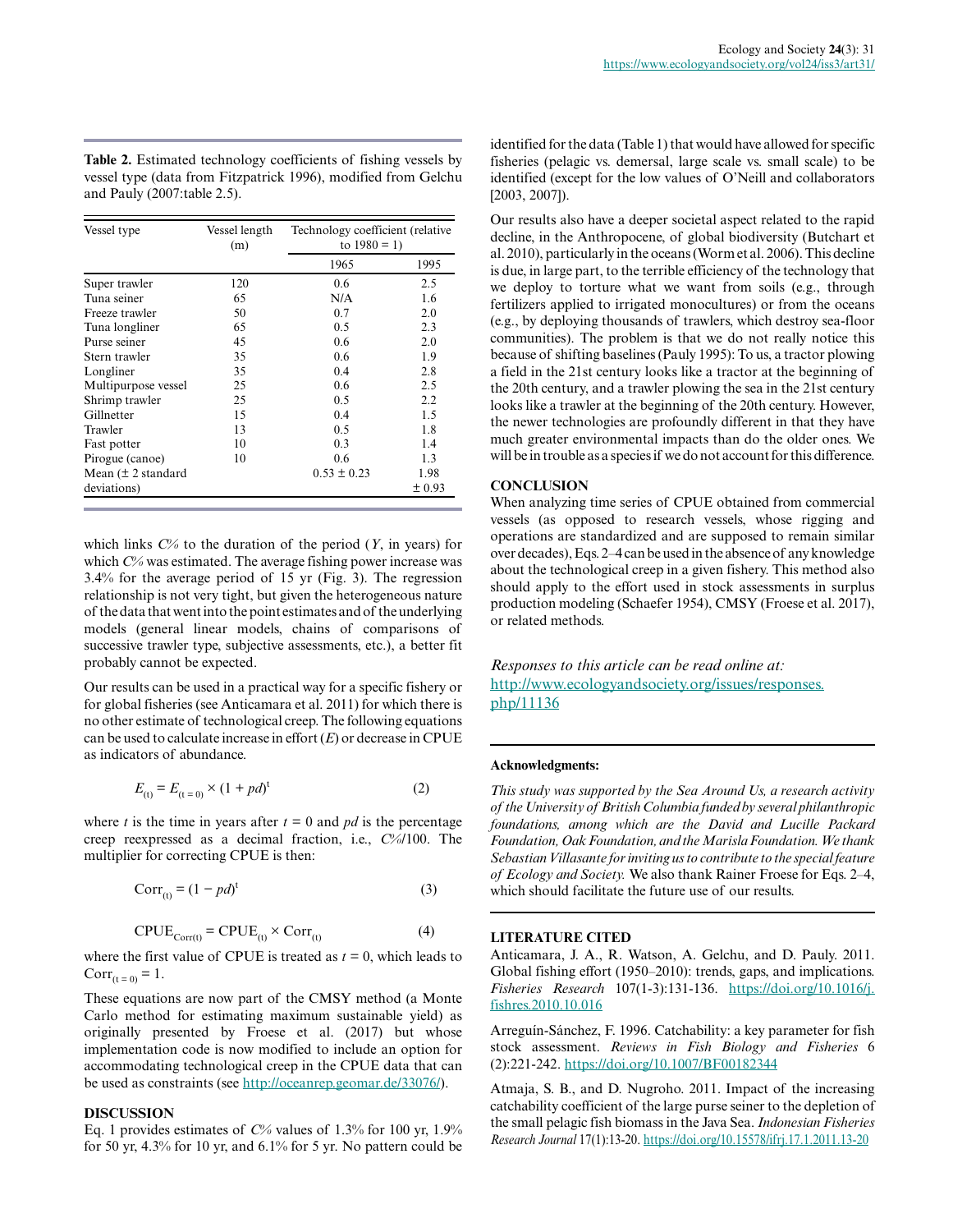**Table 2.** Estimated technology coefficients of fishing vessels by vessel type (data from Fitzpatrick 1996), modified from Gelchu and Pauly (2007:table 2.5).

| Vessel type | Vessel length (m) | Technology coefficient (relative to 1980 = 1) | |
|---|---|---|---|
| | | 1965 | 1995 |
| Super trawler | 120 | 0.6 | 2.5 |
| Tuna seiner | 65 | N/A | 1.6 |
| Freeze trawler | 50 | 0.7 | 2.0 |
| Tuna longliner | 65 | 0.5 | 2.3 |
| Purse seiner | 45 | 0.6 | 2.0 |
| Stern trawler | 35 | 0.6 | 1.9 |
| Longliner | 35 | 0.4 | 2.8 |
| Multipurpose vessel | 25 | 0.6 | 2.5 |
| Shrimp trawler | 25 | 0.5 | 2.2 |
| Gillnetter | 15 | 0.4 | 1.5 |
| Trawler | 13 | 0.5 | 1.8 |
| Fast potter | 10 | 0.3 | 1.4 |
| Pirogue (canoe) | 10 | 0.6 | 1.3 |
| Mean (± 2 standard deviations) | | 0.53 ± 0.23 | 1.98 ± 0.93 |

which links $C\%$ to the duration of the period ($Y$, in years) for which $C\%$ was estimated. The average fishing power increase was 3.4% for the average period of 15 yr (Fig. 3). The regression relationship is not very tight, but given the heterogeneous nature of the data that went into the point estimates and of the underlying models (general linear models, chains of comparisons of successive trawler type, subjective assessments, etc.), a better fit probably cannot be expected.

Our results can be used in a practical way for a specific fishery or for global fisheries (see Anticamara et al. 2011) for which there is no other estimate of technological creep. The following equations can be used to calculate increase in effort ($E$) or decrease in CPUE as indicators of abundance.

$$E_{(t)} = E_{(t=0)} \times (1 + pd)^{t} \tag{2}$$

where $t$ is the time in years after $t$ = 0 and $pd$ is the percentage creep reexpressed as a decimal fraction, i.e., $C\%/100$. The multiplier for correcting CPUE is then:

$$\text{Corr}_{(t)} = (1 - pd)^{t} \tag{3}$$

$$\text{CPUE}_{\text{Corr}(t)} = \text{CPUE}_{(t)} \times \text{Corr}_{(t)} \tag{4}$$

where the first value of CPUE is treated as $t$ = 0, which leads to $\text{Corr}_{(t=0)} = 1$.

These equations are now part of the CMSY method (a Monte Carlo method for estimating maximum sustainable yield) as originally presented by Froese et al. (2017) but whose implementation code is now modified to include an option for accommodating technological creep in the CPUE data that can be used as constraints (see http://oceanrep.geomar.de/33076/).

## DISCUSSION

Eq. 1 provides estimates of $C\%$ values of 1.3% for 100 yr, 1.9% for 50 yr, 4.3% for 10 yr, and 6.1% for 5 yr. No pattern could be identified for the data (Table 1) that would have allowed for specific fisheries (pelagic vs. demersal, large scale vs. small scale) to be identified (except for the low values of O'Neill and collaborators [2003, 2007]).

Our results also have a deeper societal aspect related to the rapid decline, in the Anthropocene, of global biodiversity (Butchart et al. 2010), particularly in the oceans (Worm et al. 2006). This decline is due, in large part, to the terrible efficiency of the technology that we deploy to torture what we want from soils (e.g., through fertilizers applied to irrigated monocultures) or from the oceans (e.g., by deploying thousands of trawlers, which destroy sea-floor communities). The problem is that we do not really notice this because of shifting baselines (Pauly 1995): To us, a tractor plowing a field in the 21st century looks like a tractor at the beginning of the 20th century, and a trawler plowing the sea in the 21st century looks like a trawler at the beginning of the 20th century. However, the newer technologies are profoundly different in that they have much greater environmental impacts than do the older ones. We will be in trouble as a species if we do not account for this difference.

## CONCLUSION

When analyzing time series of CPUE obtained from commercial vessels (as opposed to research vessels, whose rigging and operations are standardized and are supposed to remain similar over decades), Eqs. 2–4 can be used in the absence of any knowledge about the technological creep in a given fishery. This method also should apply to the effort used in stock assessments in surplus production modeling (Schaefer 1954), CMSY (Froese et al. 2017), or related methods.

*Responses to this article can be read online at:*
http://www.ecologyandsociety.org/issues/responses.php/11136

**Acknowledgments:**

*This study was supported by the Sea Around Us, a research activity of the University of British Columbia funded by several philanthropic foundations, among which are the David and Lucille Packard Foundation, Oak Foundation, and the Marisla Foundation. We thank Sebastian Villasante for inviting us to contribute to the special feature of Ecology and Society.* We also thank Rainer Froese for Eqs. 2–4, which should facilitate the future use of our results.

## LITERATURE CITED

Anticamara, J. A., R. Watson, A. Gelchu, and D. Pauly. 2011. Global fishing effort (1950–2010): trends, gaps, and implications. *Fisheries Research* 107(1-3):131-136. https://doi.org/10.1016/j.fishres.2010.10.016

Arreguín-Sánchez, F. 1996. Catchability: a key parameter for fish stock assessment. *Reviews in Fish Biology and Fisheries* 6 (2):221-242. https://doi.org/10.1007/BF00182344

Atmaja, S. B., and D. Nugroho. 2011. Impact of the increasing catchability coefficient of the large purse seiner to the depletion of the small pelagic fish biomass in the Java Sea. *Indonesian Fisheries Research Journal* 17(1):13-20. https://doi.org/10.15578/ifrj.17.1.2011.13-20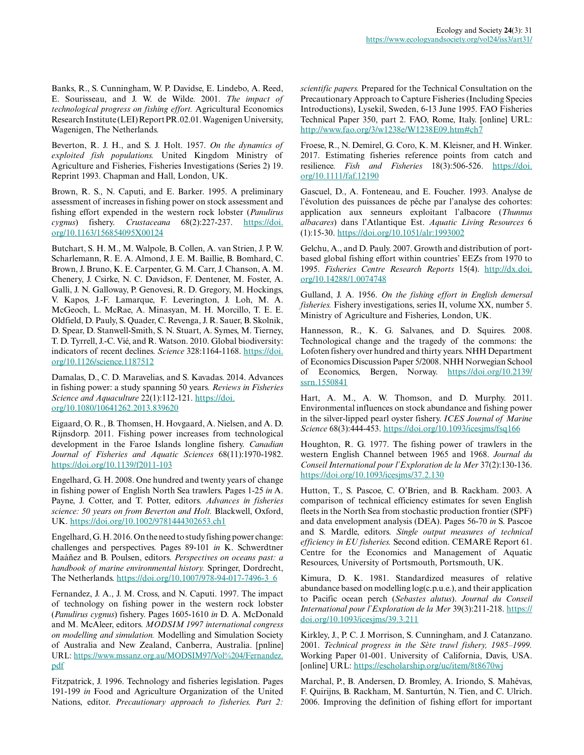Banks, R., S. Cunningham, W. P. Davidse, E. Lindebo, A. Reed, E. Sourisseau, and J. W. de Wilde. 2001. *The impact of technological progress on fishing effort.* Agricultural Economics Research Institute (LEI) Report PR.02.01. Wageningen University, Wageningen, The Netherlands.

Beverton, R. J. H., and S. J. Holt. 1957. *On the dynamics of exploited fish populations.* United Kingdom Ministry of Agriculture and Fisheries, Fisheries Investigations (Series 2) 19. Reprint 1993. Chapman and Hall, London, UK.

Brown, R. S., N. Caputi, and E. Barker. 1995. A preliminary assessment of increases in fishing power on stock assessment and fishing effort expended in the western rock lobster (*Panulirus cygnus*) fishery. *Crustaceana* 68(2):227-237. https://doi.org/10.1163/156854095X00124

Butchart, S. H. M., M. Walpole, B. Collen, A. van Strien, J. P. W. Scharlemann, R. E. A. Almond, J. E. M. Baillie, B. Bomhard, C. Brown, J. Bruno, K. E. Carpenter, G. M. Carr, J. Chanson, A. M. Chenery, J. Csirke, N. C. Davidson, F. Dentener, M. Foster, A. Galli, J. N. Galloway, P. Genovesi, R. D. Gregory, M. Hockings, V. Kapos, J.-F. Lamarque, F. Leverington, J. Loh, M. A. McGeoch, L. McRae, A. Minasyan, M. H. Morcillo, T. E. E. Oldfield, D. Pauly, S. Quader, C. Revenga, J. R. Sauer, B. Skolnik, D. Spear, D. Stanwell-Smith, S. N. Stuart, A. Symes, M. Tierney, T. D. Tyrrell, J.-C. Vié, and R. Watson. 2010. Global biodiversity: indicators of recent declines. *Science* 328:1164-1168. https://doi.org/10.1126/science.1187512

Damalas, D., C. D. Maravelias, and S. Kavadas. 2014. Advances in fishing power: a study spanning 50 years. *Reviews in Fisheries Science and Aquaculture* 22(1):112-121. https://doi.org/10.1080/10641262.2013.839620

Eigaard, O. R., B. Thomsen, H. Hovgaard, A. Nielsen, and A. D. Rijnsdorp. 2011. Fishing power increases from technological development in the Faroe Islands longline fishery. *Canadian Journal of Fisheries and Aquatic Sciences* 68(11):1970-1982. https://doi.org/10.1139/f2011-103

Engelhard, G. H. 2008. One hundred and twenty years of change in fishing power of English North Sea trawlers. Pages 1-25 *in* A. Payne, J. Cotter, and T. Potter, editors. *Advances in fisheries science: 50 years on from Beverton and Holt.* Blackwell, Oxford, UK. https://doi.org/10.1002/9781444302653.ch1

Engelhard, G. H. 2016. On the need to study fishing power change: challenges and perspectives. Pages 89-101 *in* K. Schwerdtner Máñez and B. Poulsen, editors. *Perspectives on oceans past: a handbook of marine environmental history.* Springer, Dordrecht, The Netherlands. https://doi.org/10.1007/978-94-017-7496-3_6

Fernandez, J. A., J. M. Cross, and N. Caputi. 1997. The impact of technology on fishing power in the western rock lobster (*Panulirus cygnus*) fishery. Pages 1605-1610 *in* D. A. McDonald and M. McAleer, editors. *MODSIM 1997 international congress on modelling and simulation.* Modelling and Simulation Society of Australia and New Zealand, Canberra, Australia. [pnline] URL: https://www.mssanz.org.au/MODSIM97/Vol%204/Fernandez.pdf

Fitzpatrick, J. 1996. Technology and fisheries legislation. Pages 191-199 *in* Food and Agriculture Organization of the United Nations, editor. *Precautionary approach to fisheries. Part 2: scientific papers.* Prepared for the Technical Consultation on the Precautionary Approach to Capture Fisheries (Including Species Introductions), Lysekil, Sweden, 6-13 June 1995. FAO Fisheries Technical Paper 350, part 2. FAO, Rome, Italy. [online] URL: http://www.fao.org/3/w1238e/W1238E09.htm#ch7

Froese, R., N. Demirel, G. Coro, K. M. Kleisner, and H. Winker. 2017. Estimating fisheries reference points from catch and resilience. *Fish and Fisheries* 18(3):506-526. https://doi.org/10.1111/faf.12190

Gascuel, D., A. Fonteneau, and E. Foucher. 1993. Analyse de l'évolution des puissances de pêche par l'analyse des cohortes: application aux senneurs exploitant l'albacore (*Thunnus albacares*) dans l'Atlantique Est. *Aquatic Living Resources* 6(1):15-30. https://doi.org/10.1051/alr:1993002

Gelchu, A., and D. Pauly. 2007. Growth and distribution of port-based global fishing effort within countries' EEZs from 1970 to 1995. *Fisheries Centre Research Reports* 15(4). http://dx.doi.org/10.14288/1.0074748

Gulland, J. A. 1956. *On the fishing effort in English demersal fisheries.* Fishery investigations, series II, volume XX, number 5. Ministry of Agriculture and Fisheries, London, UK.

Hannesson, R., K. G. Salvanes, and D. Squires. 2008. Technological change and the tragedy of the commons: the Lofoten fishery over hundred and thirty years. NHH Department of Economics Discussion Paper 5/2008. NHH Norwegian School of Economics, Bergen, Norway. https://doi.org/10.2139/ssrn.1550841

Hart, A. M., A. W. Thomson, and D. Murphy. 2011. Environmental influences on stock abundance and fishing power in the silver-lipped pearl oyster fishery. *ICES Journal of Marine Science* 68(3):444-453. https://doi.org/10.1093/icesjms/fsq166

Houghton, R. G. 1977. The fishing power of trawlers in the western English Channel between 1965 and 1968. *Journal du Conseil International pour l'Exploration de la Mer* 37(2):130-136. https://doi.org/10.1093/icesjms/37.2.130

Hutton, T., S. Pascoe, C. O'Brien, and B. Rackham. 2003. A comparison of technical efficiency estimates for seven English fleets in the North Sea from stochastic production frontier (SPF) and data envelopment analysis (DEA). Pages 56-70 *in* S. Pascoe and S. Mardle, editors. *Single output measures of technical efficiency in EU fisheries.* Second edition. CEMARE Report 61. Centre for the Economics and Management of Aquatic Resources, University of Portsmouth, Portsmouth, UK.

Kimura, D. K. 1981. Standardized measures of relative abundance based on modelling log(c.p.u.e.), and their application to Pacific ocean perch (*Sebastes alutus*). *Journal du Conseil International pour l'Exploration de la Mer* 39(3):211-218. https://doi.org/10.1093/icesjms/39.3.211

Kirkley, J., P. C. J. Morrison, S. Cunningham, and J. Catanzano. 2001. *Technical progress in the Sète trawl fishery, 1985–1999.* Working Paper 01-001. University of California, Davis, USA. [online] URL: https://escholarship.org/uc/item/8t8670wj

Marchal, P., B. Andersen, D. Bromley, A. Iriondo, S. Mahévas, F. Quirijns, B. Rackham, M. Santurtún, N. Tien, and C. Ulrich. 2006. Improving the definition of fishing effort for important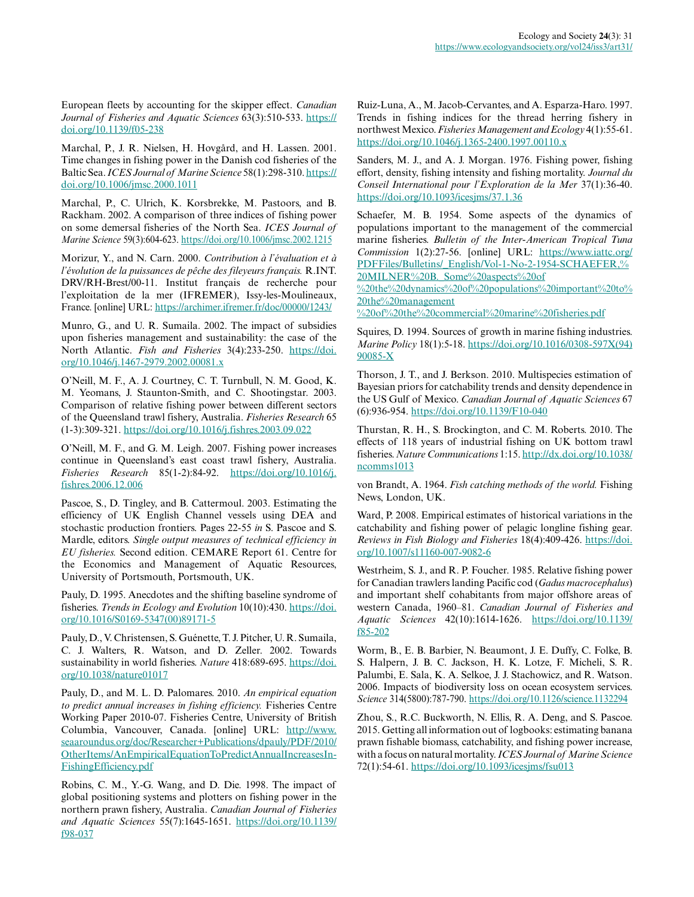European fleets by accounting for the skipper effect. *Canadian Journal of Fisheries and Aquatic Sciences* 63(3):510-533. https://doi.org/10.1139/f05-238

Marchal, P., J. R. Nielsen, H. Hovgård, and H. Lassen. 2001. Time changes in fishing power in the Danish cod fisheries of the Baltic Sea. *ICES Journal of Marine Science* 58(1):298-310. https://doi.org/10.1006/jmsc.2000.1011

Marchal, P., C. Ulrich, K. Korsbrekke, M. Pastoors, and B. Rackham. 2002. A comparison of three indices of fishing power on some demersal fisheries of the North Sea. *ICES Journal of Marine Science* 59(3):604-623. https://doi.org/10.1006/jmsc.2002.1215

Morizur, Y., and N. Carn. 2000. *Contribution à l'évaluation et à l'évolution de la puissances de pêche des fileyeurs français.* R.INT. DRV/RH-Brest/00-11. Institut français de recherche pour l'exploitation de la mer (IFREMER), Issy-les-Moulineaux, France. [online] URL: https://archimer.ifremer.fr/doc/00000/1243/

Munro, G., and U. R. Sumaila. 2002. The impact of subsidies upon fisheries management and sustainability: the case of the North Atlantic. *Fish and Fisheries* 3(4):233-250. https://doi.org/10.1046/j.1467-2979.2002.00081.x

O'Neill, M. F., A. J. Courtney, C. T. Turnbull, N. M. Good, K. M. Yeomans, J. Staunton-Smith, and C. Shootingstar. 2003. Comparison of relative fishing power between different sectors of the Queensland trawl fishery, Australia. *Fisheries Research* 65 (1-3):309-321. https://doi.org/10.1016/j.fishres.2003.09.022

O'Neill, M. F., and G. M. Leigh. 2007. Fishing power increases continue in Queensland's east coast trawl fishery, Australia. *Fisheries Research* 85(1-2):84-92. https://doi.org/10.1016/j.fishres.2006.12.006

Pascoe, S., D. Tingley, and B. Cattermoul. 2003. Estimating the efficiency of UK English Channel vessels using DEA and stochastic production frontiers. Pages 22-55 *in* S. Pascoe and S. Mardle, editors. *Single output measures of technical efficiency in EU fisheries.* Second edition. CEMARE Report 61. Centre for the Economics and Management of Aquatic Resources, University of Portsmouth, Portsmouth, UK.

Pauly, D. 1995. Anecdotes and the shifting baseline syndrome of fisheries. *Trends in Ecology and Evolution* 10(10):430. https://doi.org/10.1016/S0169-5347(00)89171-5

Pauly, D., V. Christensen, S. Guénette, T. J. Pitcher, U. R. Sumaila, C. J. Walters, R. Watson, and D. Zeller. 2002. Towards sustainability in world fisheries. *Nature* 418:689-695. https://doi.org/10.1038/nature01017

Pauly, D., and M. L. D. Palomares. 2010. *An empirical equation to predict annual increases in fishing efficiency.* Fisheries Centre Working Paper 2010-07. Fisheries Centre, University of British Columbia, Vancouver, Canada. [online] URL: http://www.seaaroundus.org/doc/Researcher+Publications/dpauly/PDF/2010/OtherItems/AnEmpiricalEquationToPredictAnnualIncreasesInFishingEfficiency.pdf

Robins, C. M., Y.-G. Wang, and D. Die. 1998. The impact of global positioning systems and plotters on fishing power in the northern prawn fishery, Australia. *Canadian Journal of Fisheries and Aquatic Sciences* 55(7):1645-1651. https://doi.org/10.1139/f98-037

Ruiz-Luna, A., M. Jacob-Cervantes, and A. Esparza-Haro. 1997. Trends in fishing indices for the thread herring fishery in northwest Mexico. *Fisheries Management and Ecology* 4(1):55-61. https://doi.org/10.1046/j.1365-2400.1997.00110.x

Sanders, M. J., and A. J. Morgan. 1976. Fishing power, fishing effort, density, fishing intensity and fishing mortality. *Journal du Conseil International pour l'Exploration de la Mer* 37(1):36-40. https://doi.org/10.1093/icesjms/37.1.36

Schaefer, M. B. 1954. Some aspects of the dynamics of populations important to the management of the commercial marine fisheries. *Bulletin of the Inter-American Tropical Tuna Commission* 1(2):27-56. [online] URL: https://www.iattc.org/PDFFiles/Bulletins/_English/Vol-1-No-2-1954-SCHAEFER,%20MILNER%20B._Some%20aspects%20of%20the%20dynamics%20of%20populations%20important%20to%20the%20management%20of%20the%20commercial%20marine%20fisheries.pdf

Squires, D. 1994. Sources of growth in marine fishing industries. *Marine Policy* 18(1):5-18. https://doi.org/10.1016/0308-597X(94)90085-X

Thorson, J. T., and J. Berkson. 2010. Multispecies estimation of Bayesian priors for catchability trends and density dependence in the US Gulf of Mexico. *Canadian Journal of Aquatic Sciences* 67 (6):936-954. https://doi.org/10.1139/F10-040

Thurstan, R. H., S. Brockington, and C. M. Roberts. 2010. The effects of 118 years of industrial fishing on UK bottom trawl fisheries. *Nature Communications* 1:15. http://dx.doi.org/10.1038/ncomms1013

von Brandt, A. 1964. *Fish catching methods of the world.* Fishing News, London, UK.

Ward, P. 2008. Empirical estimates of historical variations in the catchability and fishing power of pelagic longline fishing gear. *Reviews in Fish Biology and Fisheries* 18(4):409-426. https://doi.org/10.1007/s11160-007-9082-6

Westrheim, S. J., and R. P. Foucher. 1985. Relative fishing power for Canadian trawlers landing Pacific cod (*Gadus macrocephalus*) and important shelf cohabitants from major offshore areas of western Canada, 1960–81. *Canadian Journal of Fisheries and Aquatic Sciences* 42(10):1614-1626. https://doi.org/10.1139/f85-202

Worm, B., E. B. Barbier, N. Beaumont, J. E. Duffy, C. Folke, B. S. Halpern, J. B. C. Jackson, H. K. Lotze, F. Micheli, S. R. Palumbi, E. Sala, K. A. Selkoe, J. J. Stachowicz, and R. Watson. 2006. Impacts of biodiversity loss on ocean ecosystem services. *Science* 314(5800):787-790. https://doi.org/10.1126/science.1132294

Zhou, S., R.C. Buckworth, N. Ellis, R. A. Deng, and S. Pascoe. 2015. Getting all information out of logbooks: estimating banana prawn fishable biomass, catchability, and fishing power increase, with a focus on natural mortality. *ICES Journal of Marine Science* 72(1):54-61. https://doi.org/10.1093/icesjms/fsu013